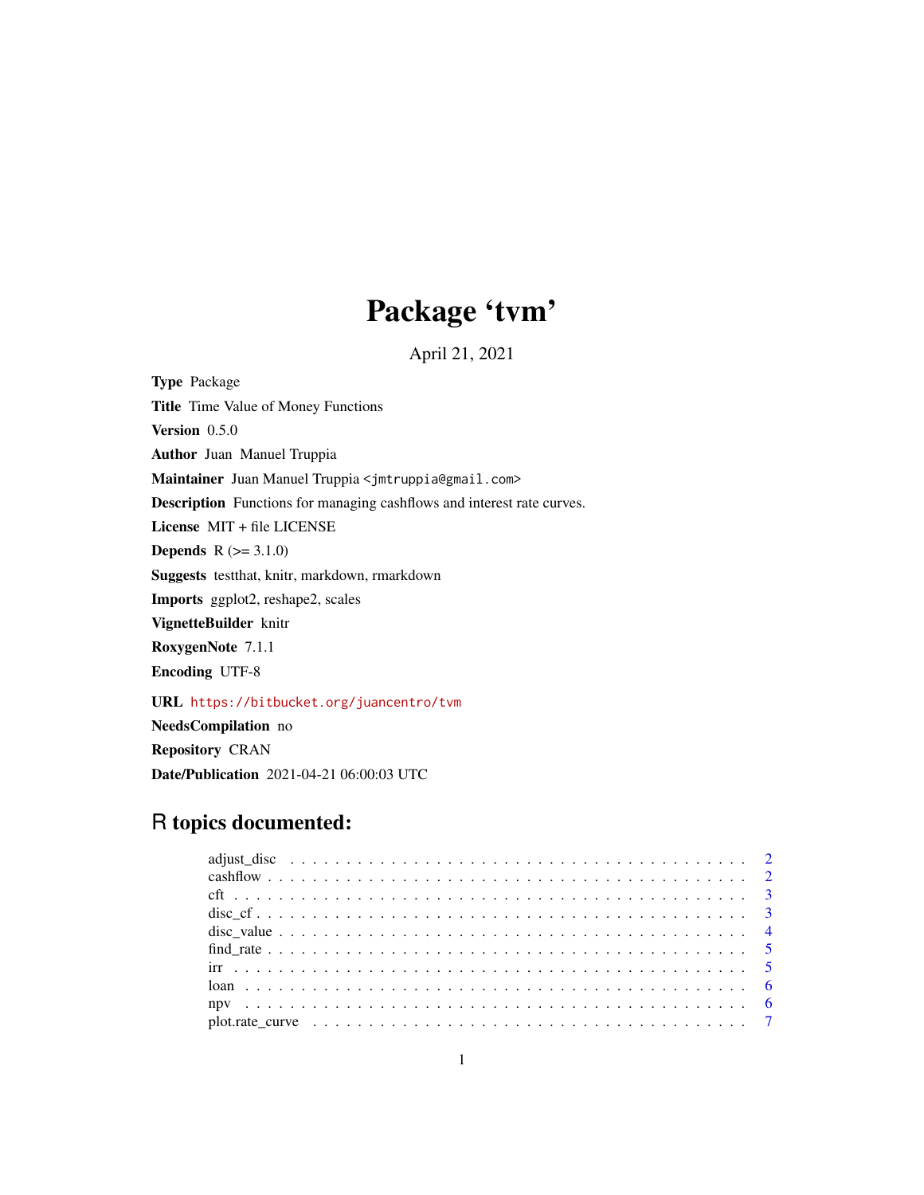# Package 'tvm'

April 21, 2021

**Type** Package

**Title** Time Value of Money Functions

**Version** 0.5.0

**Author** Juan Manuel Truppia

**Maintainer** Juan Manuel Truppia <jmtruppia@gmail.com>

**Description** Functions for managing cashflows and interest rate curves.

**License** MIT + file LICENSE

**Depends** R (>= 3.1.0)

**Suggests** testthat, knitr, markdown, rmarkdown

**Imports** ggplot2, reshape2, scales

**VignetteBuilder** knitr

**RoxygenNote** 7.1.1

**Encoding** UTF-8

**URL** https://bitbucket.org/juancentro/tvm

**NeedsCompilation** no

**Repository** CRAN

**Date/Publication** 2021-04-21 06:00:03 UTC

## R topics documented:

- adjust_disc . . . . . . . . . . . . . . . . . . . . . . . . . . . . . . . . . . . . . . . . 2
- cashflow . . . . . . . . . . . . . . . . . . . . . . . . . . . . . . . . . . . . . . . . . . 2
- cft . . . . . . . . . . . . . . . . . . . . . . . . . . . . . . . . . . . . . . . . . . . . . 3
- disc_cf . . . . . . . . . . . . . . . . . . . . . . . . . . . . . . . . . . . . . . . . . . . 3
- disc_value . . . . . . . . . . . . . . . . . . . . . . . . . . . . . . . . . . . . . . . . . 4
- find_rate . . . . . . . . . . . . . . . . . . . . . . . . . . . . . . . . . . . . . . . . . . 5
- irr . . . . . . . . . . . . . . . . . . . . . . . . . . . . . . . . . . . . . . . . . . . . . 5
- loan . . . . . . . . . . . . . . . . . . . . . . . . . . . . . . . . . . . . . . . . . . . . 6
- npv . . . . . . . . . . . . . . . . . . . . . . . . . . . . . . . . . . . . . . . . . . . . 6
- plot.rate_curve . . . . . . . . . . . . . . . . . . . . . . . . . . . . . . . . . . . . . . 7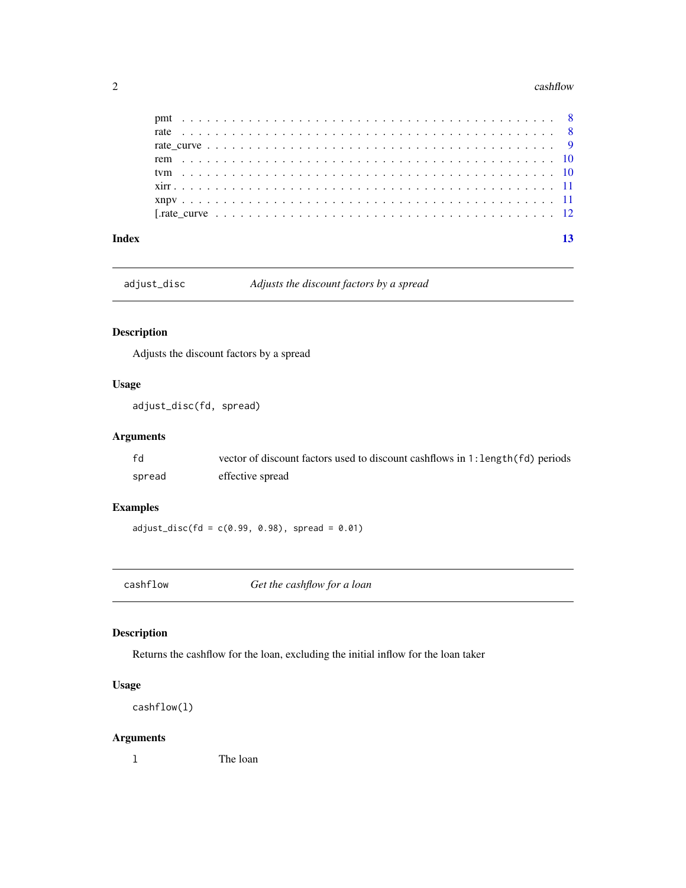- pmt . . . . . . . . . . . . . . . . . . . . . . . . . . . . . . . . . . . . . . . . . 8
- rate . . . . . . . . . . . . . . . . . . . . . . . . . . . . . . . . . . . . . . . . 8
- rate_curve . . . . . . . . . . . . . . . . . . . . . . . . . . . . . . . . . . . . . 9
- rem . . . . . . . . . . . . . . . . . . . . . . . . . . . . . . . . . . . . . . . . 10
- tvm . . . . . . . . . . . . . . . . . . . . . . . . . . . . . . . . . . . . . . . . 10
- xirr . . . . . . . . . . . . . . . . . . . . . . . . . . . . . . . . . . . . . . . . 11
- xnpv . . . . . . . . . . . . . . . . . . . . . . . . . . . . . . . . . . . . . . . . 11
- [.rate_curve . . . . . . . . . . . . . . . . . . . . . . . . . . . . . . . . . . . . 12

**Index** 13

---

## `adjust_disc` — *Adjusts the discount factors by a spread*

### Description

Adjusts the discount factors by a spread

### Usage

```
adjust_disc(fd, spread)
```

### Arguments

| | |
|---|---|
| `fd` | vector of discount factors used to discount cashflows in `1:length(fd)` periods |
| `spread` | effective spread |

### Examples

```
adjust_disc(fd = c(0.99, 0.98), spread = 0.01)
```

---

## `cashflow` — *Get the cashflow for a loan*

### Description

Returns the cashflow for the loan, excluding the initial inflow for the loan taker

### Usage

```
cashflow(l)
```

### Arguments

| | |
|---|---|
| `l` | The loan |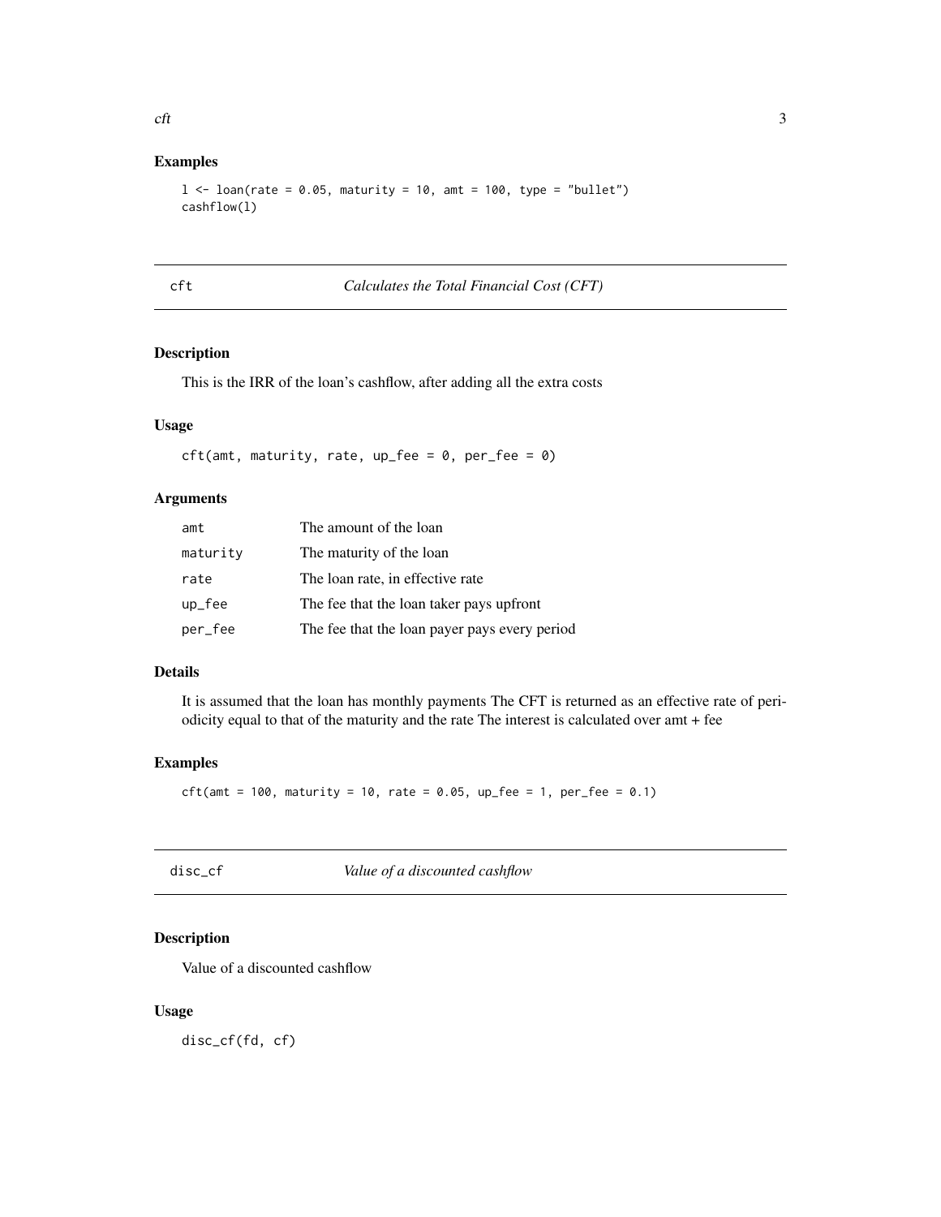### Examples

```
l <- loan(rate = 0.05, maturity = 10, amt = 100, type = "bullet")
cashflow(l)
```

## cft — *Calculates the Total Financial Cost (CFT)*

### Description

This is the IRR of the loan's cashflow, after adding all the extra costs

### Usage

```
cft(amt, maturity, rate, up_fee = 0, per_fee = 0)
```

### Arguments

| | |
|---|---|
| amt | The amount of the loan |
| maturity | The maturity of the loan |
| rate | The loan rate, in effective rate |
| up_fee | The fee that the loan taker pays upfront |
| per_fee | The fee that the loan payer pays every period |

### Details

It is assumed that the loan has monthly payments The CFT is returned as an effective rate of periodicity equal to that of the maturity and the rate The interest is calculated over amt + fee

### Examples

```
cft(amt = 100, maturity = 10, rate = 0.05, up_fee = 1, per_fee = 0.1)
```

## disc_cf — *Value of a discounted cashflow*

### Description

Value of a discounted cashflow

### Usage

```
disc_cf(fd, cf)
```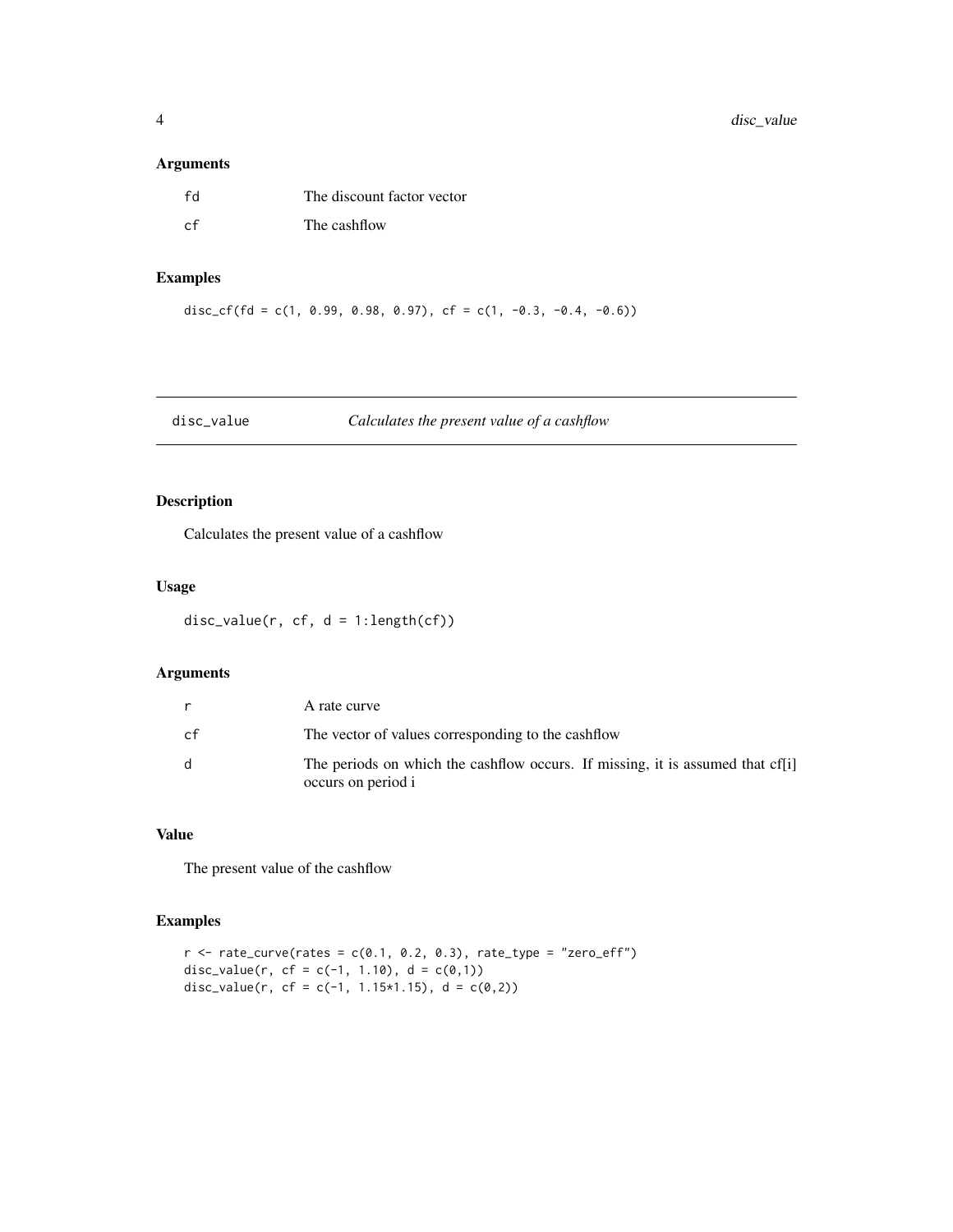## Arguments

| | |
|---|---|
| fd | The discount factor vector |
| cf | The cashflow |

## Examples

```
disc_cf(fd = c(1, 0.99, 0.98, 0.97), cf = c(1, -0.3, -0.4, -0.6))
```

---

# disc_value *Calculates the present value of a cashflow*

---

## Description

Calculates the present value of a cashflow

## Usage

```
disc_value(r, cf, d = 1:length(cf))
```

## Arguments

| | |
|---|---|
| r | A rate curve |
| cf | The vector of values corresponding to the cashflow |
| d | The periods on which the cashflow occurs. If missing, it is assumed that cf[i] occurs on period i |

## Value

The present value of the cashflow

## Examples

```
r <- rate_curve(rates = c(0.1, 0.2, 0.3), rate_type = "zero_eff")
disc_value(r, cf = c(-1, 1.10), d = c(0,1))
disc_value(r, cf = c(-1, 1.15*1.15), d = c(0,2))
```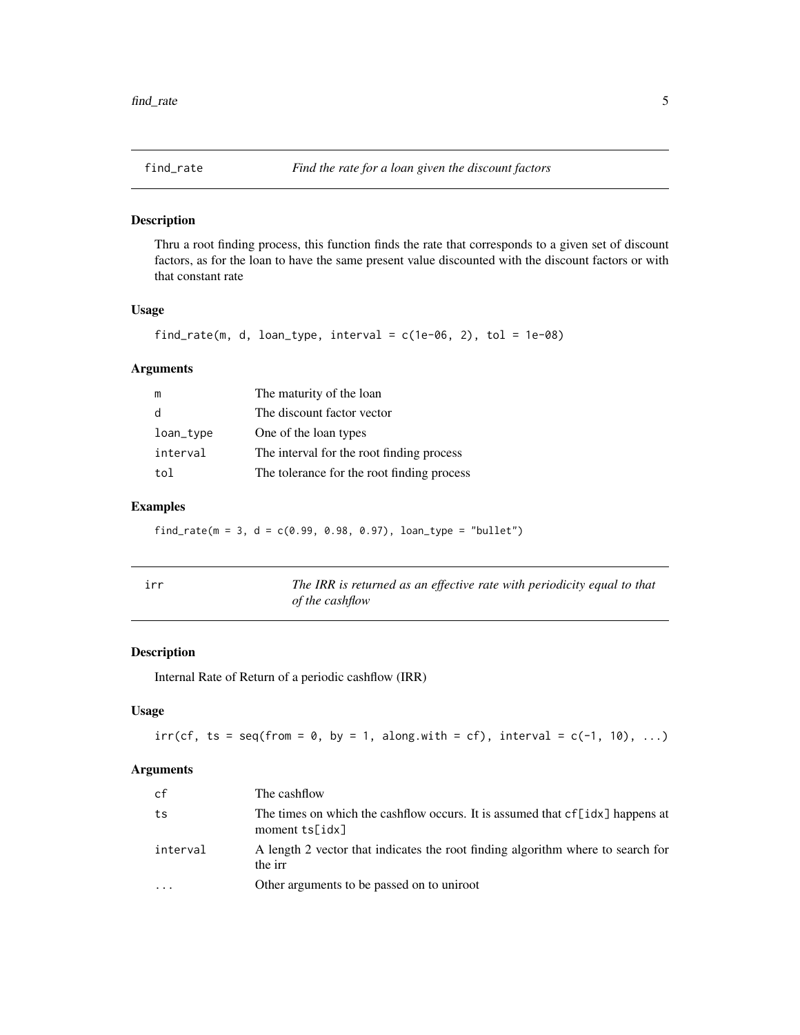## find_rate — *Find the rate for a loan given the discount factors*

### Description

Thru a root finding process, this function finds the rate that corresponds to a given set of discount factors, as for the loan to have the same present value discounted with the discount factors or with that constant rate

### Usage

```
find_rate(m, d, loan_type, interval = c(1e-06, 2), tol = 1e-08)
```

### Arguments

| | |
|---|---|
| m | The maturity of the loan |
| d | The discount factor vector |
| loan_type | One of the loan types |
| interval | The interval for the root finding process |
| tol | The tolerance for the root finding process |

### Examples

```
find_rate(m = 3, d = c(0.99, 0.98, 0.97), loan_type = "bullet")
```

## irr — *The IRR is returned as an effective rate with periodicity equal to that of the cashflow*

### Description

Internal Rate of Return of a periodic cashflow (IRR)

### Usage

```
irr(cf, ts = seq(from = 0, by = 1, along.with = cf), interval = c(-1, 10), ...)
```

### Arguments

| | |
|---|---|
| cf | The cashflow |
| ts | The times on which the cashflow occurs. It is assumed that `cf[idx]` happens at moment `ts[idx]` |
| interval | A length 2 vector that indicates the root finding algorithm where to search for the irr |
| ... | Other arguments to be passed on to uniroot |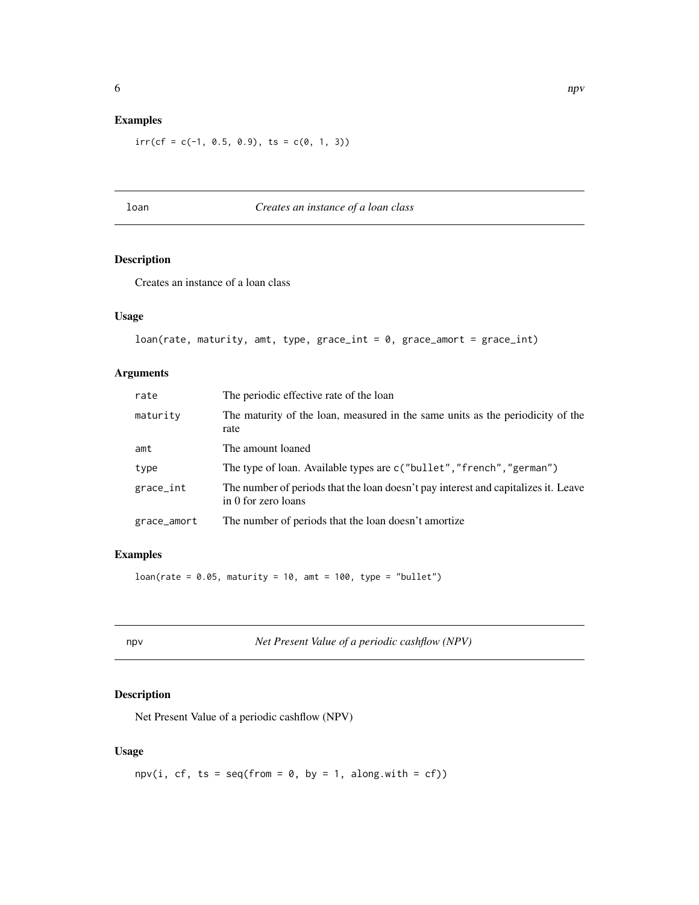### Examples

```
irr(cf = c(-1, 0.5, 0.9), ts = c(0, 1, 3))
```

## loan — *Creates an instance of a loan class*

### Description

Creates an instance of a loan class

### Usage

```
loan(rate, maturity, amt, type, grace_int = 0, grace_amort = grace_int)
```

### Arguments

| Argument | Description |
|---|---|
| rate | The periodic effective rate of the loan |
| maturity | The maturity of the loan, measured in the same units as the periodicity of the rate |
| amt | The amount loaned |
| type | The type of loan. Available types are c("bullet","french","german") |
| grace_int | The number of periods that the loan doesn't pay interest and capitalizes it. Leave in 0 for zero loans |
| grace_amort | The number of periods that the loan doesn't amortize |

### Examples

```
loan(rate = 0.05, maturity = 10, amt = 100, type = "bullet")
```

## npv — *Net Present Value of a periodic cashflow (NPV)*

### Description

Net Present Value of a periodic cashflow (NPV)

### Usage

```
npv(i, cf, ts = seq(from = 0, by = 1, along.with = cf))
```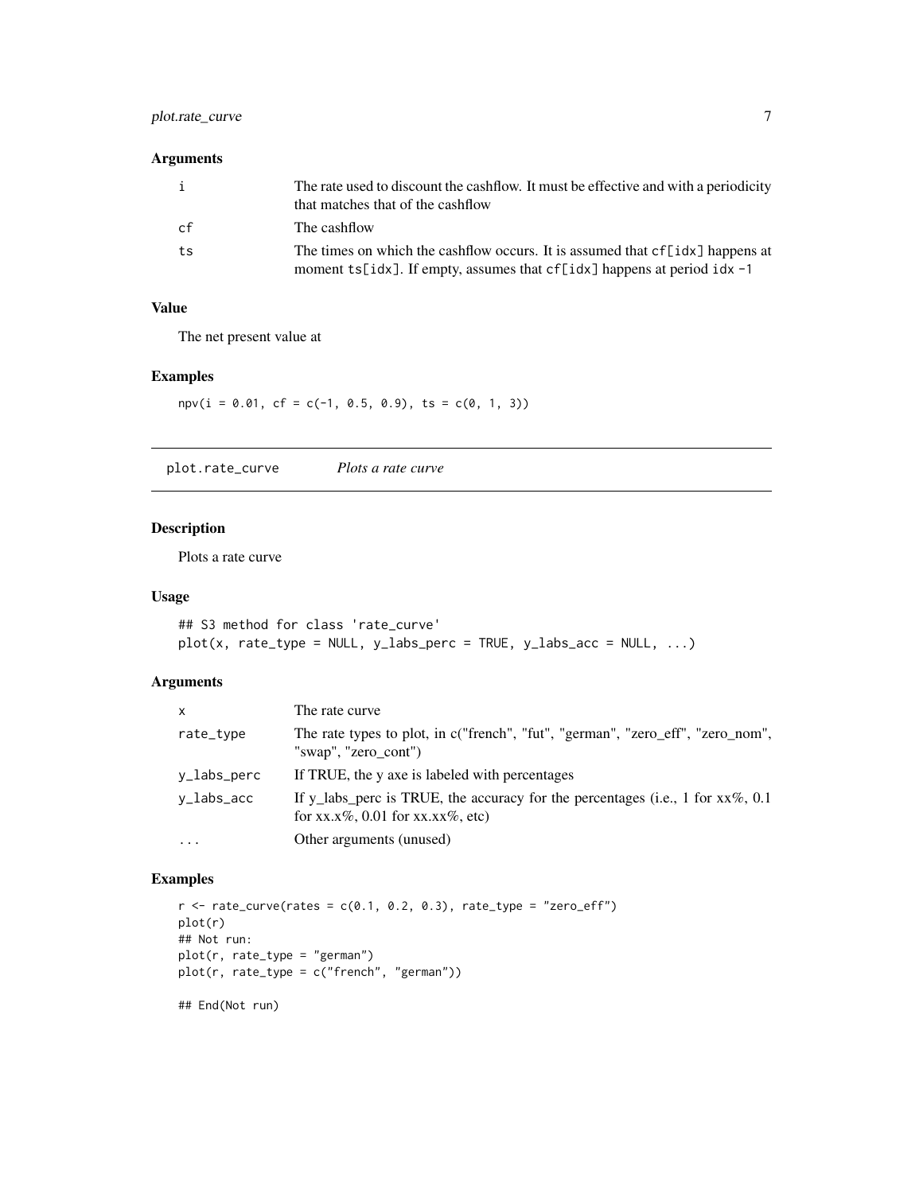### Arguments

| | |
|---|---|
| i | The rate used to discount the cashflow. It must be effective and with a periodicity that matches that of the cashflow |
| cf | The cashflow |
| ts | The times on which the cashflow occurs. It is assumed that cf[idx] happens at moment ts[idx]. If empty, assumes that cf[idx] happens at period idx -1 |

### Value

The net present value at

### Examples

```
npv(i = 0.01, cf = c(-1, 0.5, 0.9), ts = c(0, 1, 3))
```

---

## plot.rate_curve *Plots a rate curve*

---

### Description

Plots a rate curve

### Usage

```
## S3 method for class 'rate_curve'
plot(x, rate_type = NULL, y_labs_perc = TRUE, y_labs_acc = NULL, ...)
```

### Arguments

| | |
|---|---|
| x | The rate curve |
| rate_type | The rate types to plot, in c("french", "fut", "german", "zero_eff", "zero_nom", "swap", "zero_cont") |
| y_labs_perc | If TRUE, the y axe is labeled with percentages |
| y_labs_acc | If y_labs_perc is TRUE, the accuracy for the percentages (i.e., 1 for xx%, 0.1 for xx.x%, 0.01 for xx.xx%, etc) |
| ... | Other arguments (unused) |

### Examples

```
r <- rate_curve(rates = c(0.1, 0.2, 0.3), rate_type = "zero_eff")
plot(r)
## Not run:
plot(r, rate_type = "german")
plot(r, rate_type = c("french", "german"))

## End(Not run)
```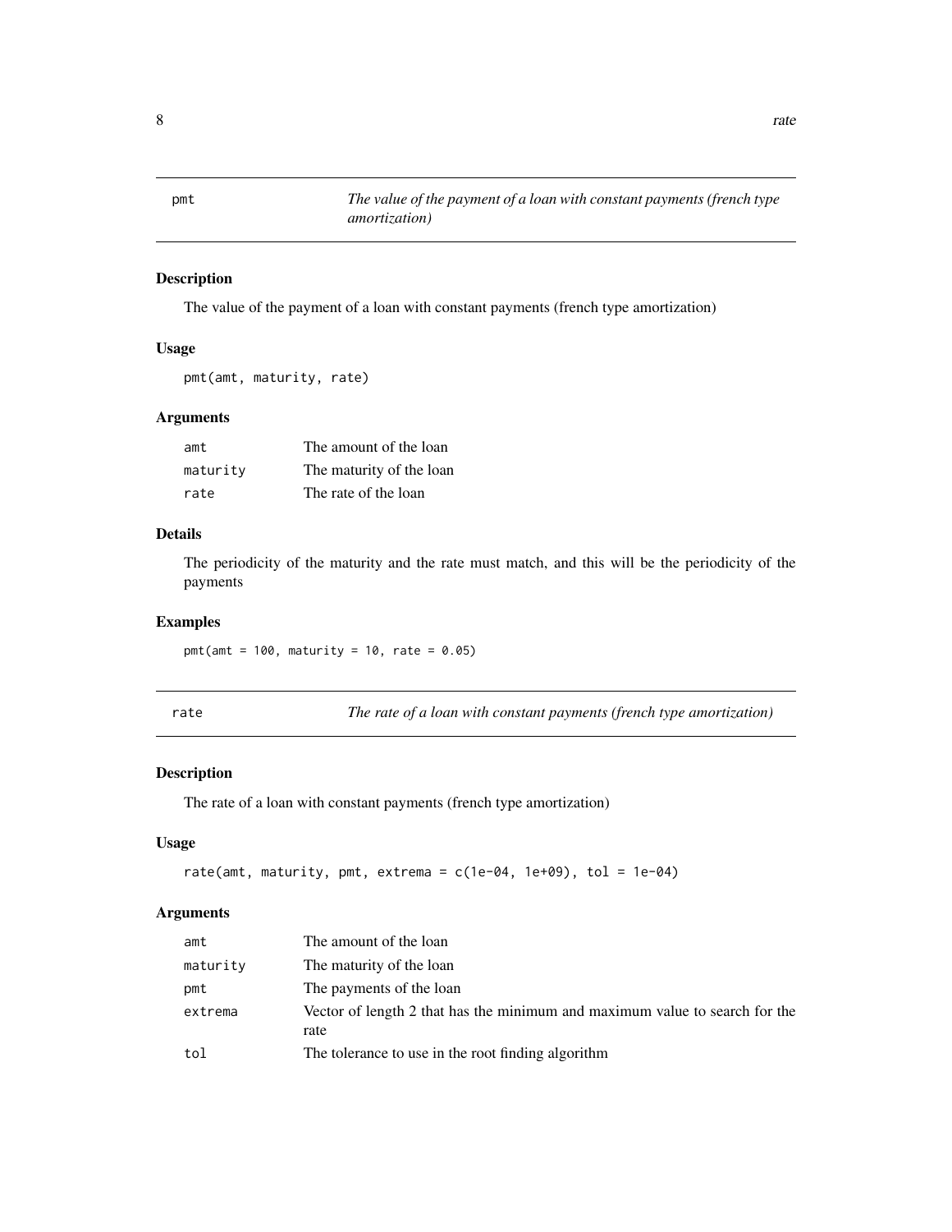## pmt — *The value of the payment of a loan with constant payments (french type amortization)*

### Description

The value of the payment of a loan with constant payments (french type amortization)

### Usage

```
pmt(amt, maturity, rate)
```

### Arguments

| | |
|---|---|
| `amt` | The amount of the loan |
| `maturity` | The maturity of the loan |
| `rate` | The rate of the loan |

### Details

The periodicity of the maturity and the rate must match, and this will be the periodicity of the payments

### Examples

```
pmt(amt = 100, maturity = 10, rate = 0.05)
```

## rate — *The rate of a loan with constant payments (french type amortization)*

### Description

The rate of a loan with constant payments (french type amortization)

### Usage

```
rate(amt, maturity, pmt, extrema = c(1e-04, 1e+09), tol = 1e-04)
```

### Arguments

| | |
|---|---|
| `amt` | The amount of the loan |
| `maturity` | The maturity of the loan |
| `pmt` | The payments of the loan |
| `extrema` | Vector of length 2 that has the minimum and maximum value to search for the rate |
| `tol` | The tolerance to use in the root finding algorithm |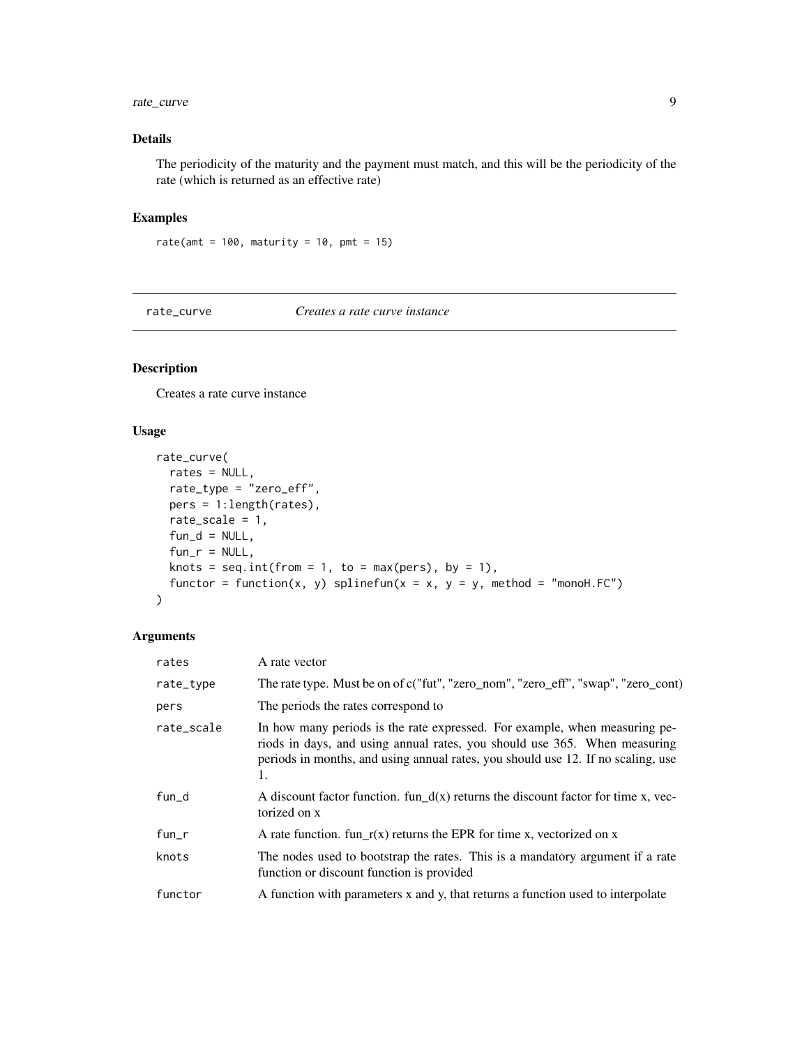### Details

The periodicity of the maturity and the payment must match, and this will be the periodicity of the rate (which is returned as an effective rate)

### Examples

```
rate(amt = 100, maturity = 10, pmt = 15)
```

---

## rate_curve    *Creates a rate curve instance*

---

### Description

Creates a rate curve instance

### Usage

```
rate_curve(
  rates = NULL,
  rate_type = "zero_eff",
  pers = 1:length(rates),
  rate_scale = 1,
  fun_d = NULL,
  fun_r = NULL,
  knots = seq.int(from = 1, to = max(pers), by = 1),
  functor = function(x, y) splinefun(x = x, y = y, method = "monoH.FC")
)
```

### Arguments

| | |
|---|---|
| rates | A rate vector |
| rate_type | The rate type. Must be on of c("fut", "zero_nom", "zero_eff", "swap", "zero_cont) |
| pers | The periods the rates correspond to |
| rate_scale | In how many periods is the rate expressed. For example, when measuring periods in days, and using annual rates, you should use 365. When measuring periods in months, and using annual rates, you should use 12. If no scaling, use 1. |
| fun_d | A discount factor function. fun_d(x) returns the discount factor for time x, vectorized on x |
| fun_r | A rate function. fun_r(x) returns the EPR for time x, vectorized on x |
| knots | The nodes used to bootstrap the rates. This is a mandatory argument if a rate function or discount function is provided |
| functor | A function with parameters x and y, that returns a function used to interpolate |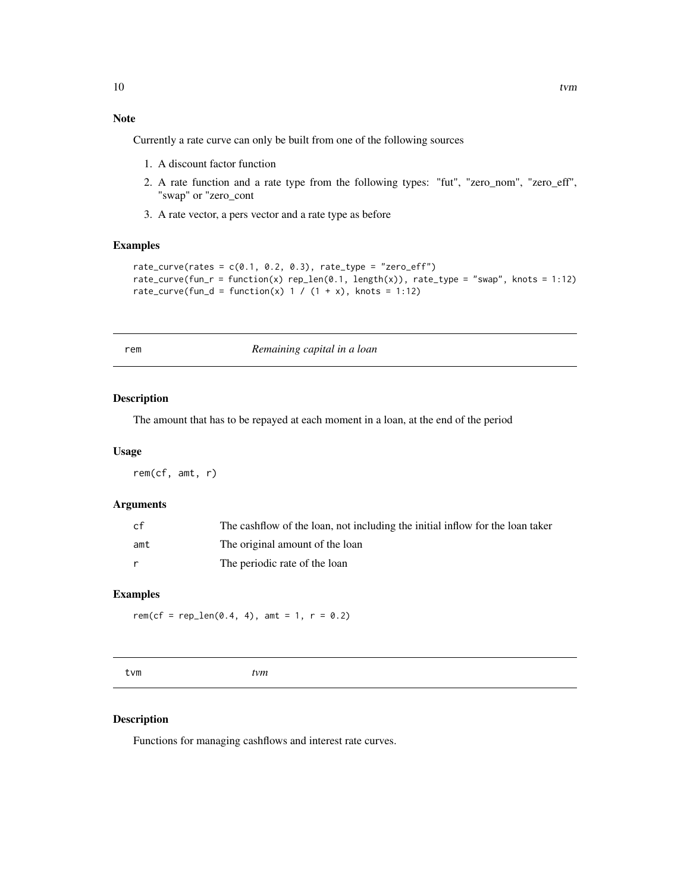### Note

Currently a rate curve can only be built from one of the following sources

1. A discount factor function
2. A rate function and a rate type from the following types: "fut", "zero_nom", "zero_eff", "swap" or "zero_cont
3. A rate vector, a pers vector and a rate type as before

### Examples

```
rate_curve(rates = c(0.1, 0.2, 0.3), rate_type = "zero_eff")
rate_curve(fun_r = function(x) rep_len(0.1, length(x)), rate_type = "swap", knots = 1:12)
rate_curve(fun_d = function(x) 1 / (1 + x), knots = 1:12)
```

---

## rem — *Remaining capital in a loan*

### Description

The amount that has to be repayed at each moment in a loan, at the end of the period

### Usage

```
rem(cf, amt, r)
```

### Arguments

| | |
|---|---|
| cf | The cashflow of the loan, not including the initial inflow for the loan taker |
| amt | The original amount of the loan |
| r | The periodic rate of the loan |

### Examples

```
rem(cf = rep_len(0.4, 4), amt = 1, r = 0.2)
```

---

## tvm — *tvm*

### Description

Functions for managing cashflows and interest rate curves.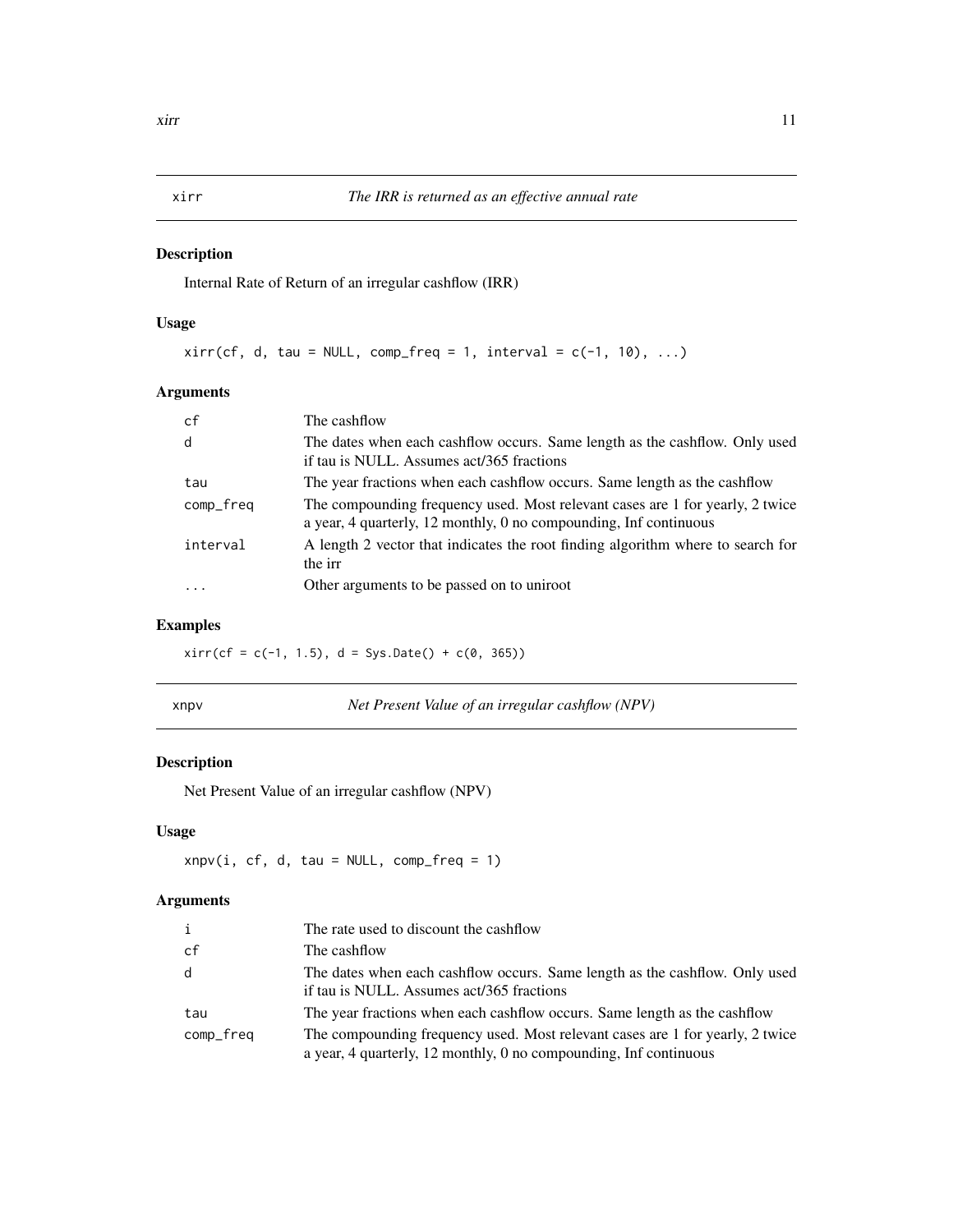## xirr — *The IRR is returned as an effective annual rate*

### Description

Internal Rate of Return of an irregular cashflow (IRR)

### Usage

```
xirr(cf, d, tau = NULL, comp_freq = 1, interval = c(-1, 10), ...)
```

### Arguments

| Argument | Description |
|---|---|
| cf | The cashflow |
| d | The dates when each cashflow occurs. Same length as the cashflow. Only used if tau is NULL. Assumes act/365 fractions |
| tau | The year fractions when each cashflow occurs. Same length as the cashflow |
| comp_freq | The compounding frequency used. Most relevant cases are 1 for yearly, 2 twice a year, 4 quarterly, 12 monthly, 0 no compounding, Inf continuous |
| interval | A length 2 vector that indicates the root finding algorithm where to search for the irr |
| ... | Other arguments to be passed on to uniroot |

### Examples

```
xirr(cf = c(-1, 1.5), d = Sys.Date() + c(0, 365))
```

## xnpv — *Net Present Value of an irregular cashflow (NPV)*

### Description

Net Present Value of an irregular cashflow (NPV)

### Usage

```
xnpv(i, cf, d, tau = NULL, comp_freq = 1)
```

### Arguments

| Argument | Description |
|---|---|
| i | The rate used to discount the cashflow |
| cf | The cashflow |
| d | The dates when each cashflow occurs. Same length as the cashflow. Only used if tau is NULL. Assumes act/365 fractions |
| tau | The year fractions when each cashflow occurs. Same length as the cashflow |
| comp_freq | The compounding frequency used. Most relevant cases are 1 for yearly, 2 twice a year, 4 quarterly, 12 monthly, 0 no compounding, Inf continuous |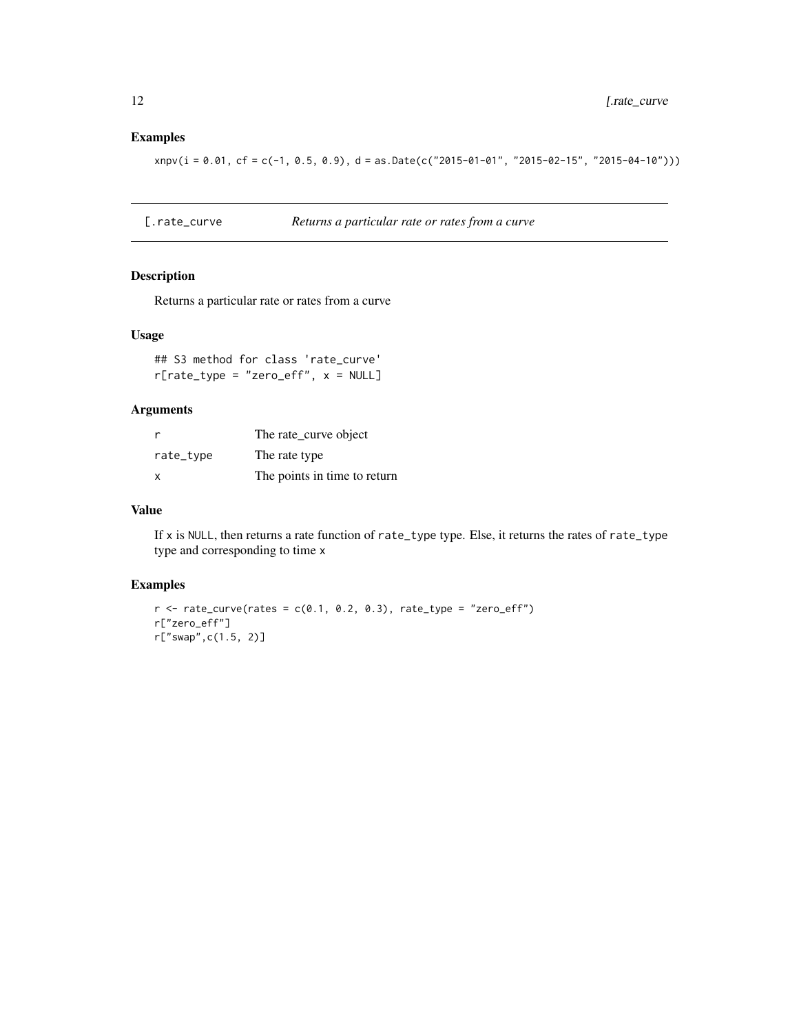### Examples

```
xnpv(i = 0.01, cf = c(-1, 0.5, 0.9), d = as.Date(c("2015-01-01", "2015-02-15", "2015-04-10")))
```

## [.rate_curve *Returns a particular rate or rates from a curve*

### Description

Returns a particular rate or rates from a curve

### Usage

```
## S3 method for class 'rate_curve'
r[rate_type = "zero_eff", x = NULL]
```

### Arguments

| | |
|---|---|
| r | The rate_curve object |
| rate_type | The rate type |
| x | The points in time to return |

### Value

If x is NULL, then returns a rate function of rate_type type. Else, it returns the rates of rate_type type and corresponding to time x

### Examples

```
r <- rate_curve(rates = c(0.1, 0.2, 0.3), rate_type = "zero_eff")
r["zero_eff"]
r["swap",c(1.5, 2)]
```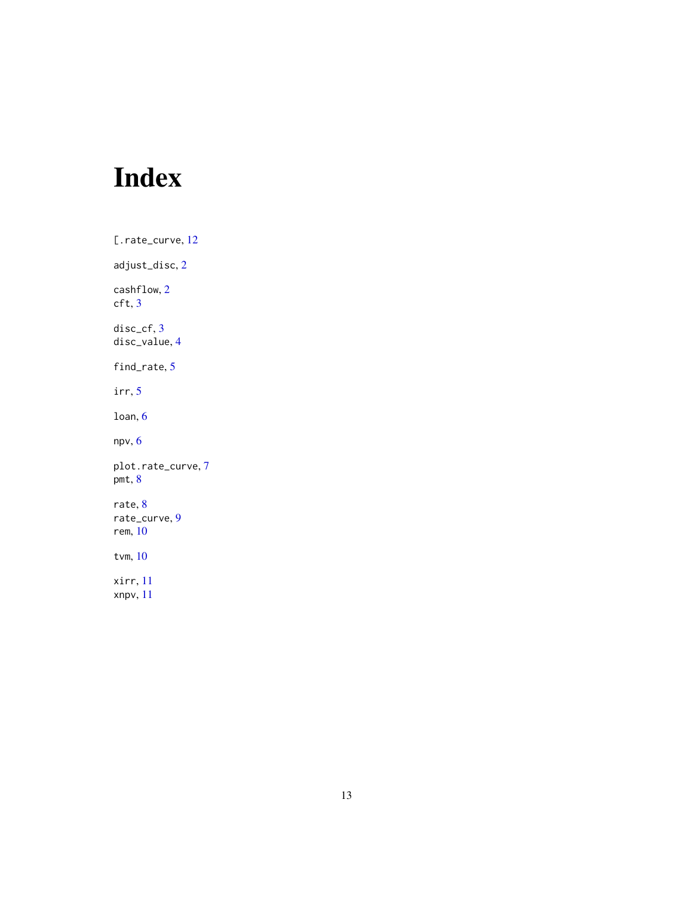# Index

[.rate_curve, 12

adjust_disc, 2

cashflow, 2
cft, 3

disc_cf, 3
disc_value, 4

find_rate, 5

irr, 5

loan, 6

npv, 6

plot.rate_curve, 7
pmt, 8

rate, 8
rate_curve, 9
rem, 10

tvm, 10

xirr, 11
xnpv, 11